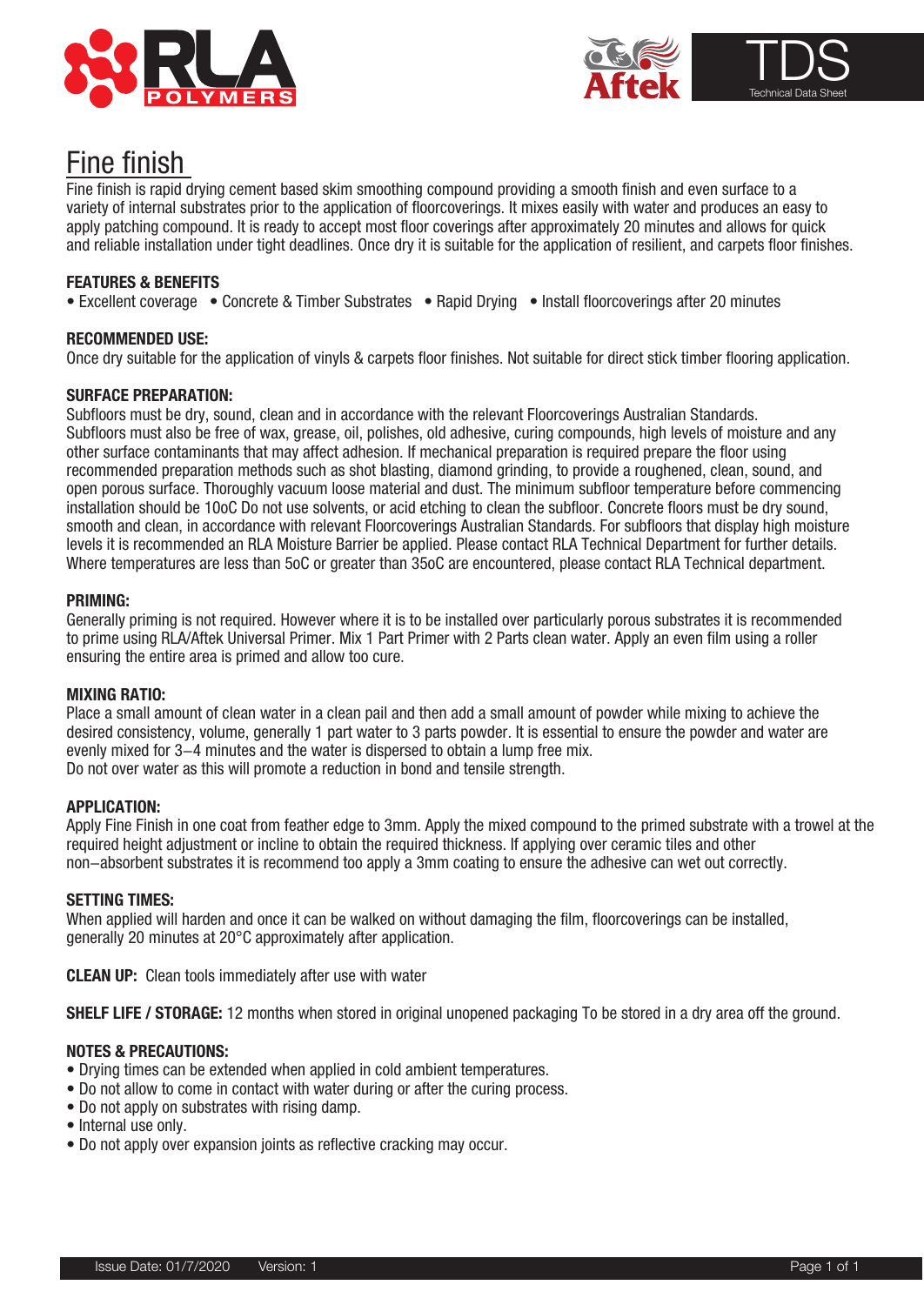# Fine finish

Fine finish is rapid drying cement based skim smoothing compound providing a smooth finish and even surface to a variety of internal substrates prior to the application of floorcoverings. It mixes easily with water and produces an easy to apply patching compound. It is ready to accept most floor coverings after approximately 20 minutes and allows for quick and reliable installation under tight deadlines. Once dry it is suitable for the application of resilient, and carpets floor finishes.

**FEATURES & BENEFITS**

• Excellent coverage • Concrete & Timber Substrates • Rapid Drying • Install floorcoverings after 20 minutes

**RECOMMENDED USE:**

Once dry suitable for the application of vinyls & carpets floor finishes. Not suitable for direct stick timber flooring application.

**SURFACE PREPARATION:**

Subfloors must be dry, sound, clean and in accordance with the relevant Floorcoverings Australian Standards. Subfloors must also be free of wax, grease, oil, polishes, old adhesive, curing compounds, high levels of moisture and any other surface contaminants that may affect adhesion. If mechanical preparation is required prepare the floor using recommended preparation methods such as shot blasting, diamond grinding, to provide a roughened, clean, sound, and open porous surface. Thoroughly vacuum loose material and dust. The minimum subfloor temperature before commencing installation should be 10oC Do not use solvents, or acid etching to clean the subfloor. Concrete floors must be dry sound, smooth and clean, in accordance with relevant Floorcoverings Australian Standards. For subfloors that display high moisture levels it is recommended an RLA Moisture Barrier be applied. Please contact RLA Technical Department for further details. Where temperatures are less than 5oC or greater than 35oC are encountered, please contact RLA Technical department.

**PRIMING:**

Generally priming is not required. However where it is to be installed over particularly porous substrates it is recommended to prime using RLA/Aftek Universal Primer. Mix 1 Part Primer with 2 Parts clean water. Apply an even film using a roller ensuring the entire area is primed and allow too cure.

**MIXING RATIO:**

Place a small amount of clean water in a clean pail and then add a small amount of powder while mixing to achieve the desired consistency, volume, generally 1 part water to 3 parts powder. It is essential to ensure the powder and water are evenly mixed for 3–4 minutes and the water is dispersed to obtain a lump free mix.
Do not over water as this will promote a reduction in bond and tensile strength.

**APPLICATION:**

Apply Fine Finish in one coat from feather edge to 3mm. Apply the mixed compound to the primed substrate with a trowel at the required height adjustment or incline to obtain the required thickness. If applying over ceramic tiles and other non–absorbent substrates it is recommend too apply a 3mm coating to ensure the adhesive can wet out correctly.

**SETTING TIMES:**

When applied will harden and once it can be walked on without damaging the film, floorcoverings can be installed, generally 20 minutes at 20°C approximately after application.

**CLEAN UP:** Clean tools immediately after use with water

**SHELF LIFE / STORAGE:** 12 months when stored in original unopened packaging To be stored in a dry area off the ground.

**NOTES & PRECAUTIONS:**

- Drying times can be extended when applied in cold ambient temperatures.
- Do not allow to come in contact with water during or after the curing process.
- Do not apply on substrates with rising damp.
- Internal use only.
- Do not apply over expansion joints as reflective cracking may occur.

Issue Date: 01/7/2020 Version: 1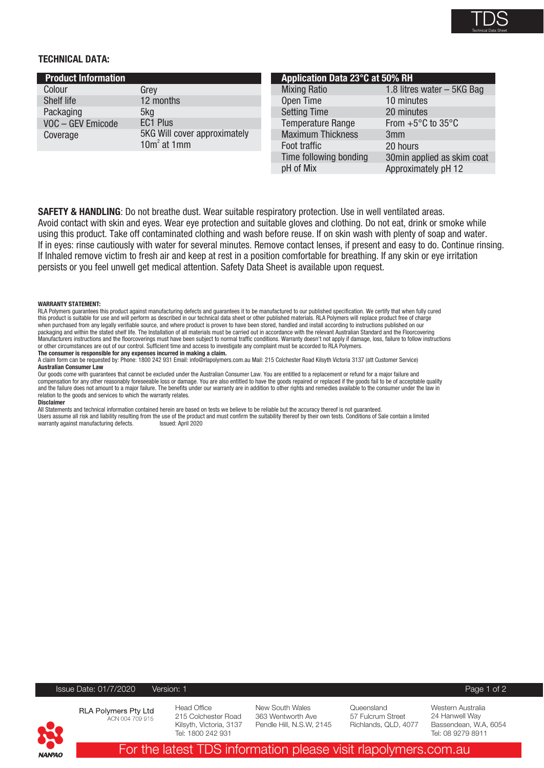### TECHNICAL DATA:

| Product Information | |
|---|---|
| Colour | Grey |
| Shelf life | 12 months |
| Packaging | 5kg |
| VOC – GEV Emicode | EC1 Plus |
| Coverage | 5KG Will cover approximately $10m^2$ at 1mm |

| Application Data 23°C at 50% RH | |
|---|---|
| Mixing Ratio | 1.8 litres water – 5KG Bag |
| Open Time | 10 minutes |
| Setting Time | 20 minutes |
| Temperature Range | From +5°C to 35°C |
| Maximum Thickness | 3mm |
| Foot traffic | 20 hours |
| Time following bonding | 30min applied as skim coat |
| pH of Mix | Approximately pH 12 |

**SAFETY & HANDLING**: Do not breathe dust. Wear suitable respiratory protection. Use in well ventilated areas. Avoid contact with skin and eyes. Wear eye protection and suitable gloves and clothing. Do not eat, drink or smoke while using this product. Take off contaminated clothing and wash before reuse. If on skin wash with plenty of soap and water. If in eyes: rinse cautiously with water for several minutes. Remove contact lenses, if present and easy to do. Continue rinsing. If Inhaled remove victim to fresh air and keep at rest in a position comfortable for breathing. If any skin or eye irritation persists or you feel unwell get medical attention. Safety Data Sheet is available upon request.

**WARRANTY STATEMENT:**
RLA Polymers guarantees this product against manufacturing defects and guarantees it to be manufactured to our published specification. We certify that when fully cured this product is suitable for use and will perform as described in our technical data sheet or other published materials. RLA Polymers will replace product free of charge when purchased from any legally verifiable source, and where product is proven to have been stored, handled and install according to instructions published on our packaging and within the stated shelf life. The Installation of all materials must be carried out in accordance with the relevant Australian Standard and the Floorcovering Manufacturers instructions and the floorcoverings must have been subject to normal traffic conditions. Warranty doesn't not apply if damage, loss, failure to follow instructions or other circumstances are out of our control. Sufficient time and access to investigate any complaint must be accorded to RLA Polymers.
**The consumer is responsible for any expenses incurred in making a claim.**
A claim form can be requested by: Phone: 1800 242 931 Email: info@rlapolymers.com.au Mail: 215 Colchester Road Kilsyth Victoria 3137 (att Customer Service)
**Australian Consumer Law**
Our goods come with guarantees that cannot be excluded under the Australian Consumer Law. You are entitled to a replacement or refund for a major failure and compensation for any other reasonably foreseeable loss or damage. You are also entitled to have the goods repaired or replaced if the goods fail to be of acceptable quality and the failure does not amount to a major failure. The benefits under our warranty are in addition to other rights and remedies available to the consumer under the law in relation to the goods and services to which the warranty relates.
**Disclaimer**
All Statements and technical information contained herein are based on tests we believe to be reliable but the accuracy thereof is not guaranteed.
Users assume all risk and liability resulting from the use of the product and must confirm the suitability thereof by their own tests. Conditions of Sale contain a limited warranty against manufacturing defects. Issued: April 2020